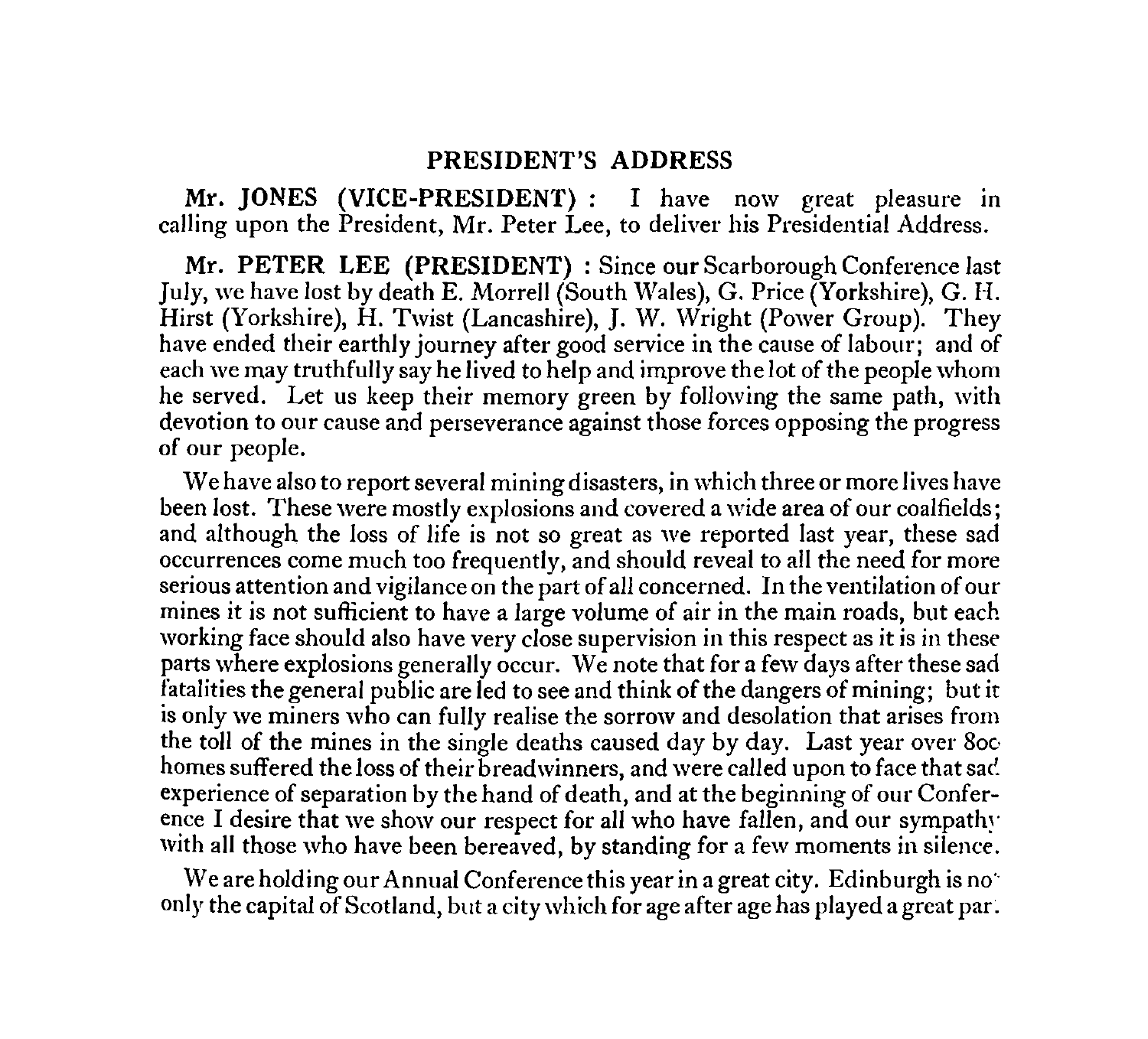## PRESIDENT'S ADDRESS

**Mr. JONES (VICE-PRESIDENT) :** I have now great pleasure in calling upon the President, Mr. Peter Lee, to deliver his Presidential Address.

**Mr. PETER LEE (PRESIDENT) :** Since our Scarborough Conference last July, we have lost by death E. Morrell (South Wales), G. Price (Yorkshire), G. H. Hirst (Yorkshire), H. Twist (Lancashire), J. W. Wright (Power Group). They have ended their earthly journey after good service in the cause of labour; and of each we may truthfully say he lived to help and improve the lot of the people whom he served. Let us keep their memory green by following the same path, with devotion to our cause and perseverance against those forces opposing the progress of our people.

We have also to report several mining disasters, in which three or more lives have been lost. These were mostly explosions and covered a wide area of our coalfields; and although the loss of life is not so great as we reported last year, these sad occurrences come much too frequently, and should reveal to all the need for more serious attention and vigilance on the part of all concerned. In the ventilation of our mines it is not sufficient to have a large volume of air in the main roads, but each working face should also have very close supervision in this respect as it is in these parts where explosions generally occur. We note that for a few days after these sad fatalities the general public are led to see and think of the dangers of mining; but it is only we miners who can fully realise the sorrow and desolation that arises from the toll of the mines in the single deaths caused day by day. Last year over 800 homes suffered the loss of their breadwinners, and were called upon to face that sad experience of separation by the hand of death, and at the beginning of our Conference I desire that we show our respect for all who have fallen, and our sympathy with all those who have been bereaved, by standing for a few moments in silence.

We are holding our Annual Conference this year in a great city. Edinburgh is not only the capital of Scotland, but a city which for age after age has played a great part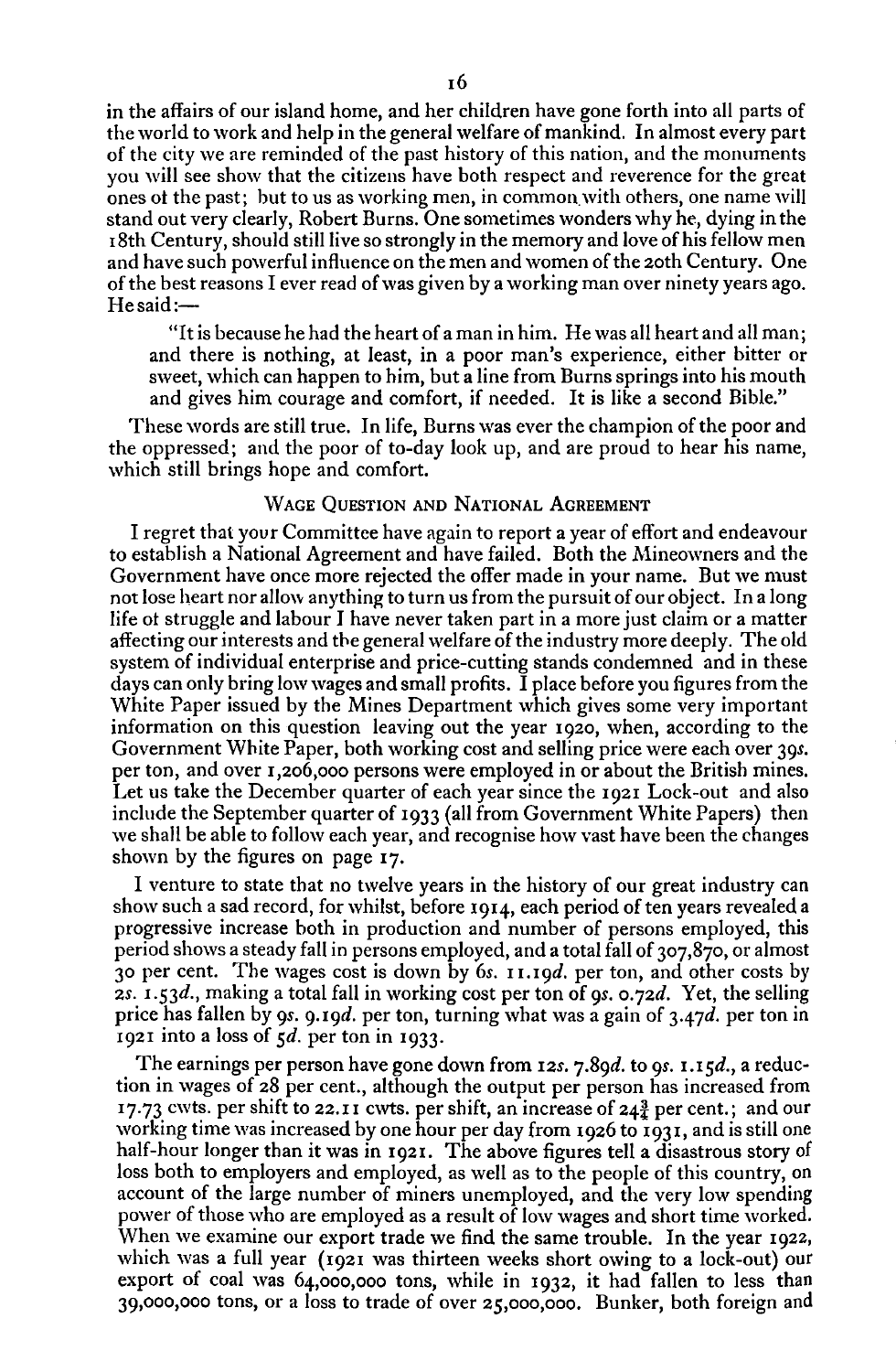in the affairs of our island home, and her children have gone forth into all parts of the world to work and help in the general welfare of mankind. In almost every part of the city we are reminded of the past history of this nation, and the monuments you will see show that the citizens have both respect and reverence for the great ones of the past; but to us as working men, in common with others, one name will stand out very clearly, Robert Burns. One sometimes wonders why he, dying in the 18th Century, should still live so strongly in the memory and love of his fellow men and have such powerful influence on the men and women of the 20th Century. One of the best reasons I ever read of was given by a working man over ninety years ago. He said:—

> "It is because he had the heart of a man in him. He was all heart and all man; and there is nothing, at least, in a poor man's experience, either bitter or sweet, which can happen to him, but a line from Burns springs into his mouth and gives him courage and comfort, if needed. It is like a second Bible."

These words are still true. In life, Burns was ever the champion of the poor and the oppressed; and the poor of to-day look up, and are proud to hear his name, which still brings hope and comfort.

### Wage Question and National Agreement

I regret that your Committee have again to report a year of effort and endeavour to establish a National Agreement and have failed. Both the Mineowners and the Government have once more rejected the offer made in your name. But we must not lose heart nor allow anything to turn us from the pursuit of our object. In a long life of struggle and labour I have never taken part in a more just claim or a matter affecting our interests and the general welfare of the industry more deeply. The old system of individual enterprise and price-cutting stands condemned and in these days can only bring low wages and small profits. I place before you figures from the White Paper issued by the Mines Department which gives some very important information on this question leaving out the year 1920, when, according to the Government White Paper, both working cost and selling price were each over 39*s.* per ton, and over 1,206,000 persons were employed in or about the British mines. Let us take the December quarter of each year since the 1921 Lock-out and also include the September quarter of 1933 (all from Government White Papers) then we shall be able to follow each year, and recognise how vast have been the changes shown by the figures on page 17.

I venture to state that no twelve years in the history of our great industry can show such a sad record, for whilst, before 1914, each period of ten years revealed a progressive increase both in production and number of persons employed, this period shows a steady fall in persons employed, and a total fall of 307,870, or almost 30 per cent. The wages cost is down by 6*s.* 11.19*d.* per ton, and other costs by 2*s.* 1.53*d.*, making a total fall in working cost per ton of 9*s.* 0.72*d.* Yet, the selling price has fallen by 9*s.* 9.19*d.* per ton, turning what was a gain of 3.47*d.* per ton in 1921 into a loss of 5*d.* per ton in 1933.

The earnings per person have gone down from 12*s.* 7.89*d.* to 9*s.* 1.15*d.*, a reduction in wages of 28 per cent., although the output per person has increased from 17.73 cwts. per shift to 22.11 cwts. per shift, an increase of 24¾ per cent.; and our working time was increased by one hour per day from 1926 to 1931, and is still one half-hour longer than it was in 1921. The above figures tell a disastrous story of loss both to employers and employed, as well as to the people of this country, on account of the large number of miners unemployed, and the very low spending power of those who are employed as a result of low wages and short time worked. When we examine our export trade we find the same trouble. In the year 1922, which was a full year (1921 was thirteen weeks short owing to a lock-out) our export of coal was 64,000,000 tons, while in 1932, it had fallen to less than 39,000,000 tons, or a loss to trade of over 25,000,000. Bunker, both foreign and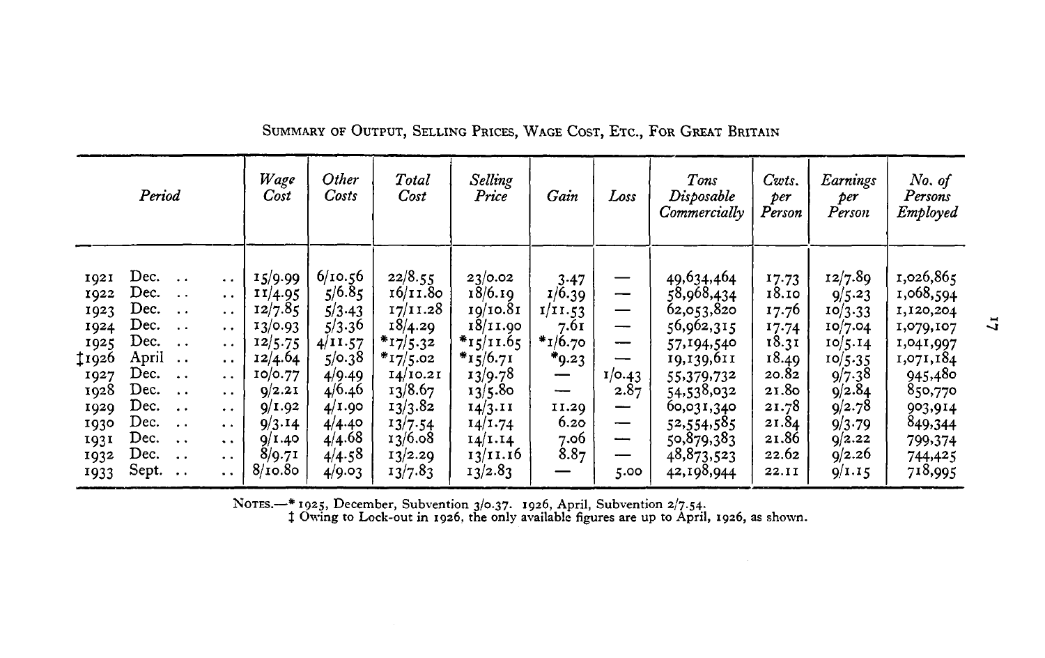Summary of Output, Selling Prices, Wage Cost, Etc., for Great Britain

| Period | Wage Cost | Other Costs | Total Cost | Selling Price | Gain | Loss | Tons Disposable Commercially | Cwts. per Person | Earnings per Person | No. of Persons Employed |
|---|---|---|---|---|---|---|---|---|---|---|
| 1921 Dec. .. .. | 15/9.99 | 6/10.56 | 22/8.55 | 23/0.02 | 3.47 | — | 49,634,464 | 17.73 | 12/7.89 | 1,026,865 |
| 1922 Dec. .. .. | 11/4.95 | 5/6.85 | 16/11.80 | 18/6.19 | 1/6.39 | — | 58,968,434 | 18.10 | 9/5.23 | 1,068,594 |
| 1923 Dec. .. .. | 12/7.85 | 5/3.43 | 17/11.28 | 19/10.81 | 1/11.53 | — | 62,053,820 | 17.76 | 10/3.33 | 1,120,204 |
| 1924 Dec. .. .. | 13/0.93 | 5/3.36 | 18/4.29 | 18/11.90 | 7.61 | — | 56,962,315 | 17.74 | 10/7.04 | 1,079,107 |
| 1925 Dec. .. .. | 12/5.75 | 4/11.57 | *17/5.32 | *15/11.65 | *1/6.70 | — | 57,194,540 | 18.31 | 10/5.14 | 1,041,997 |
| ‡1926 April .. .. | 12/4.64 | 5/0.38 | *17/5.02 | *15/6.71 | *9.23 | — | 19,139,611 | 18.49 | 10/5.35 | 1,071,184 |
| 1927 Dec. .. .. | 10/0.77 | 4/9.49 | 14/10.21 | 13/9.78 | — | 1/0.43 | 55,379,732 | 20.82 | 9/7.38 | 945,480 |
| 1928 Dec. .. .. | 9/2.21 | 4/6.46 | 13/8.67 | 13/5.80 | — | 2.87 | 54,538,032 | 21.80 | 9/2.84 | 850,770 |
| 1929 Dec. .. .. | 9/1.92 | 4/1.90 | 13/3.82 | 14/3.11 | 11.29 | — | 60,031,340 | 21.78 | 9/2.78 | 903,914 |
| 1930 Dec. .. .. | 9/3.14 | 4/4.40 | 13/7.54 | 14/1.74 | 6.20 | — | 52,554,585 | 21.84 | 9/3.79 | 849,344 |
| 1931 Dec. .. .. | 9/1.40 | 4/4.68 | 13/6.08 | 14/1.14 | 7.06 | — | 50,879,383 | 21.86 | 9/2.22 | 799,374 |
| 1932 Dec. .. .. | 8/9.71 | 4/4.58 | 13/2.29 | 13/11.16 | 8.87 | — | 48,873,523 | 22.62 | 9/2.26 | 744,425 |
| 1933 Sept. .. .. | 8/10.80 | 4/9.03 | 13/7.83 | 13/2.83 | — | 5.00 | 42,198,944 | 22.11 | 9/1.15 | 718,995 |

Notes.—* 1925, December, Subvention 3/0.37. 1926, April, Subvention 2/7.54.
‡ Owing to Lock-out in 1926, the only available figures are up to April, 1926, as shown.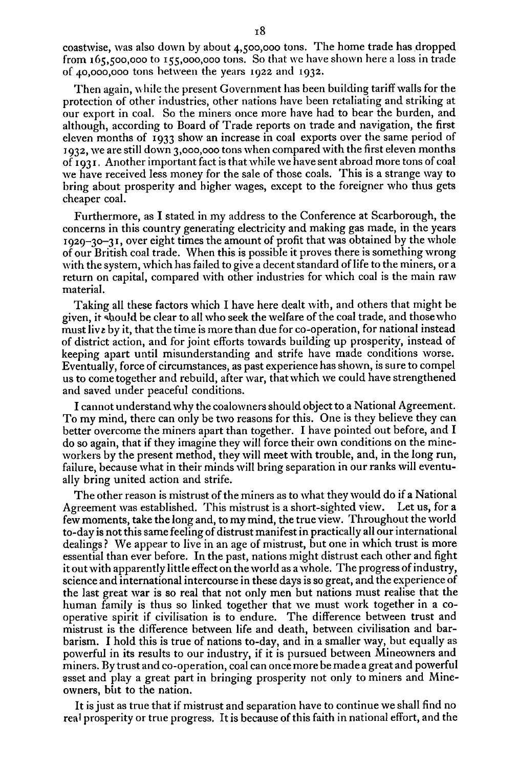coastwise, was also down by about 4,500,000 tons. The home trade has dropped from 165,500,000 to 155,000,000 tons. So that we have shown here a loss in trade of 40,000,000 tons between the years 1922 and 1932.

Then again, while the present Government has been building tariff walls for the protection of other industries, other nations have been retaliating and striking at our export in coal. So the miners once more have had to bear the burden, and although, according to Board of Trade reports on trade and navigation, the first eleven months of 1933 show an increase in coal exports over the same period of 1932, we are still down 3,000,000 tons when compared with the first eleven months of 1931. Another important fact is that while we have sent abroad more tons of coal we have received less money for the sale of those coals. This is a strange way to bring about prosperity and higher wages, except to the foreigner who thus gets cheaper coal.

Furthermore, as I stated in my address to the Conference at Scarborough, the concerns in this country generating electricity and making gas made, in the years 1929–30–31, over eight times the amount of profit that was obtained by the whole of our British coal trade. When this is possible it proves there is something wrong with the system, which has failed to give a decent standard of life to the miners, or a return on capital, compared with other industries for which coal is the main raw material.

Taking all these factors which I have here dealt with, and others that might be given, it should be clear to all who seek the welfare of the coal trade, and those who must live by it, that the time is more than due for co-operation, for national instead of district action, and for joint efforts towards building up prosperity, instead of keeping apart until misunderstanding and strife have made conditions worse. Eventually, force of circumstances, as past experience has shown, is sure to compel us to come together and rebuild, after war, that which we could have strengthened and saved under peaceful conditions.

I cannot understand why the coalowners should object to a National Agreement. To my mind, there can only be two reasons for this. One is they believe they can better overcome the miners apart than together. I have pointed out before, and I do so again, that if they imagine they will force their own conditions on the mineworkers by the present method, they will meet with trouble, and, in the long run, failure, because what in their minds will bring separation in our ranks will eventually bring united action and strife.

The other reason is mistrust of the miners as to what they would do if a National Agreement was established. This mistrust is a short-sighted view. Let us, for a few moments, take the long and, to my mind, the true view. Throughout the world to-day is not this same feeling of distrust manifest in practically all our international dealings? We appear to live in an age of mistrust, but one in which trust is more essential than ever before. In the past, nations might distrust each other and fight it out with apparently little effect on the world as a whole. The progress of industry, science and international intercourse in these days is so great, and the experience of the last great war is so real that not only men but nations must realise that the human family is thus so linked together that we must work together in a cooperative spirit if civilisation is to endure. The difference between trust and mistrust is the difference between life and death, between civilisation and barbarism. I hold this is true of nations to-day, and in a smaller way, but equally as powerful in its results to our industry, if it is pursued between Mineowners and miners. By trust and co-operation, coal can once more be made a great and powerful asset and play a great part in bringing prosperity not only to miners and Mineowners, but to the nation.

It is just as true that if mistrust and separation have to continue we shall find no real prosperity or true progress. It is because of this faith in national effort, and the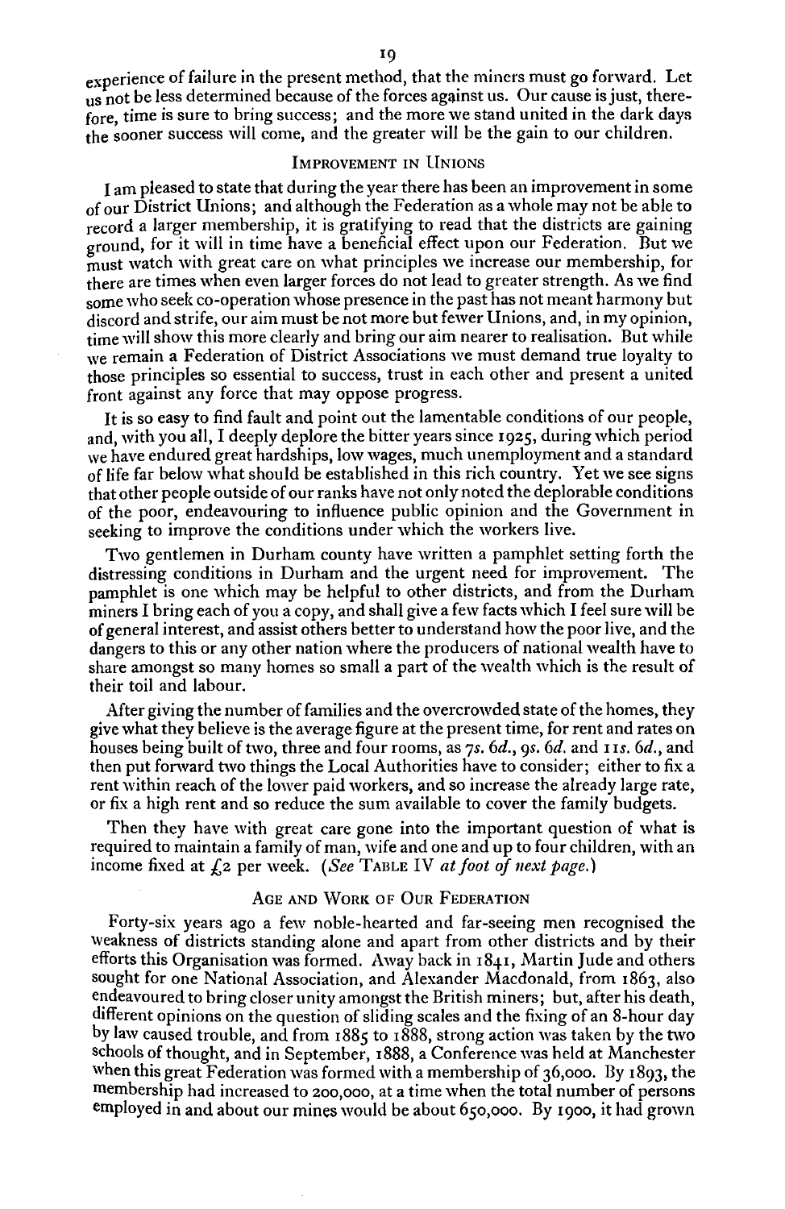experience of failure in the present method, that the miners must go forward. Let us not be less determined because of the forces against us. Our cause is just, therefore, time is sure to bring success; and the more we stand united in the dark days the sooner success will come, and the greater will be the gain to our children.

## Improvement in Unions

I am pleased to state that during the year there has been an improvement in some of our District Unions; and although the Federation as a whole may not be able to record a larger membership, it is gratifying to read that the districts are gaining ground, for it will in time have a beneficial effect upon our Federation. But we must watch with great care on what principles we increase our membership, for there are times when even larger forces do not lead to greater strength. As we find some who seek co-operation whose presence in the past has not meant harmony but discord and strife, our aim must be not more but fewer Unions, and, in my opinion, time will show this more clearly and bring our aim nearer to realisation. But while we remain a Federation of District Associations we must demand true loyalty to those principles so essential to success, trust in each other and present a united front against any force that may oppose progress.

It is so easy to find fault and point out the lamentable conditions of our people, and, with you all, I deeply deplore the bitter years since 1925, during which period we have endured great hardships, low wages, much unemployment and a standard of life far below what should be established in this rich country. Yet we see signs that other people outside of our ranks have not only noted the deplorable conditions of the poor, endeavouring to influence public opinion and the Government in seeking to improve the conditions under which the workers live.

Two gentlemen in Durham county have written a pamphlet setting forth the distressing conditions in Durham and the urgent need for improvement. The pamphlet is one which may be helpful to other districts, and from the Durham miners I bring each of you a copy, and shall give a few facts which I feel sure will be of general interest, and assist others better to understand how the poor live, and the dangers to this or any other nation where the producers of national wealth have to share amongst so many homes so small a part of the wealth which is the result of their toil and labour.

After giving the number of families and the overcrowded state of the homes, they give what they believe is the average figure at the present time, for rent and rates on houses being built of two, three and four rooms, as 7*s.* 6*d.*, 9*s.* 6*d.* and 11*s.* 6*d.*, and then put forward two things the Local Authorities have to consider; either to fix a rent within reach of the lower paid workers, and so increase the already large rate, or fix a high rent and so reduce the sum available to cover the family budgets.

Then they have with great care gone into the important question of what is required to maintain a family of man, wife and one and up to four children, with an income fixed at £2 per week. (*See* Table IV *at foot of next page.*)

## Age and Work of Our Federation

Forty-six years ago a few noble-hearted and far-seeing men recognised the weakness of districts standing alone and apart from other districts and by their efforts this Organisation was formed. Away back in 1841, Martin Jude and others sought for one National Association, and Alexander Macdonald, from 1863, also endeavoured to bring closer unity amongst the British miners; but, after his death, different opinions on the question of sliding scales and the fixing of an 8-hour day by law caused trouble, and from 1885 to 1888, strong action was taken by the two schools of thought, and in September, 1888, a Conference was held at Manchester when this great Federation was formed with a membership of 36,000. By 1893, the membership had increased to 200,000, at a time when the total number of persons employed in and about our mines would be about 650,000. By 1900, it had grown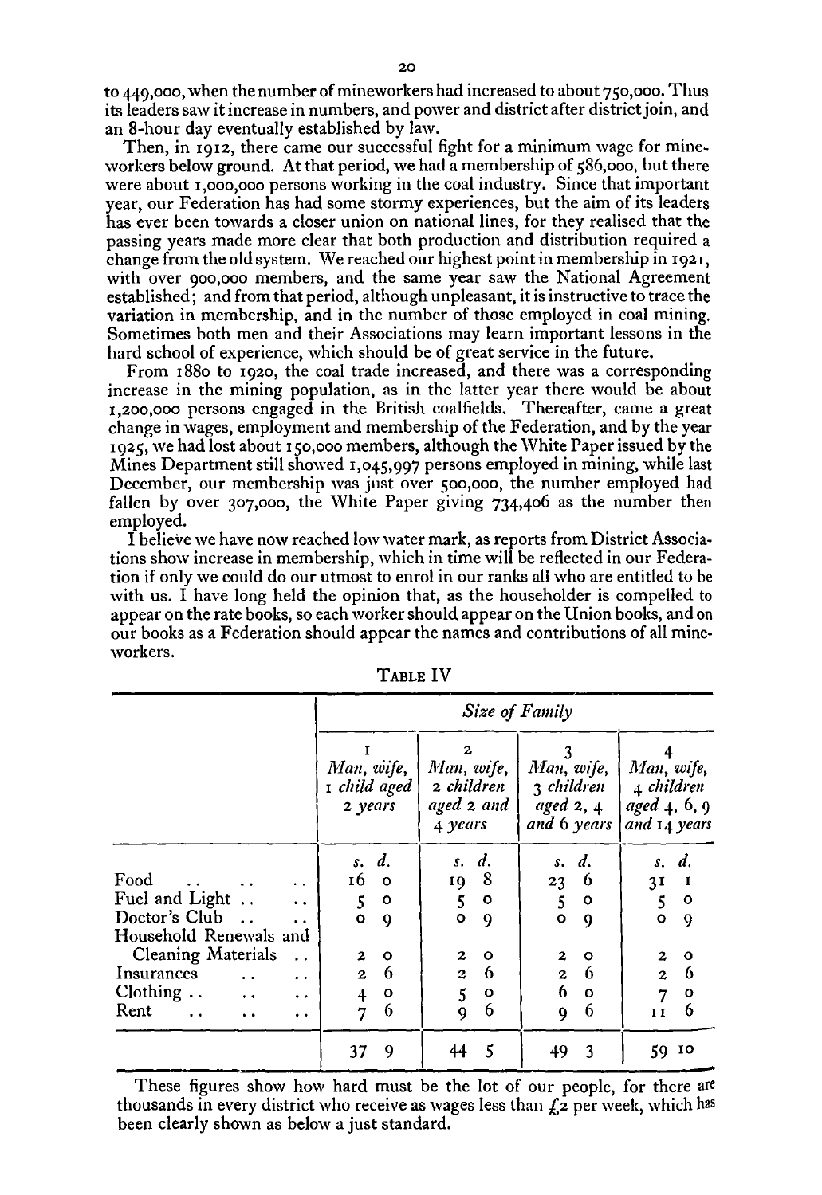to 449,000, when the number of mineworkers had increased to about 750,000. Thus its leaders saw it increase in numbers, and power and district after district join, and an 8-hour day eventually established by law.

Then, in 1912, there came our successful fight for a minimum wage for mineworkers below ground. At that period, we had a membership of 586,000, but there were about 1,000,000 persons working in the coal industry. Since that important year, our Federation has had some stormy experiences, but the aim of its leaders has ever been towards a closer union on national lines, for they realised that the passing years made more clear that both production and distribution required a change from the old system. We reached our highest point in membership in 1921, with over 900,000 members, and the same year saw the National Agreement established; and from that period, although unpleasant, it is instructive to trace the variation in membership, and in the number of those employed in coal mining. Sometimes both men and their Associations may learn important lessons in the hard school of experience, which should be of great service in the future.

From 1880 to 1920, the coal trade increased, and there was a corresponding increase in the mining population, as in the latter year there would be about 1,200,000 persons engaged in the British coalfields. Thereafter, came a great change in wages, employment and membership of the Federation, and by the year 1925, we had lost about 150,000 members, although the White Paper issued by the Mines Department still showed 1,045,997 persons employed in mining, while last December, our membership was just over 500,000, the number employed had fallen by over 307,000, the White Paper giving 734,406 as the number then employed.

I believe we have now reached low water mark, as reports from District Associations show increase in membership, which in time will be reflected in our Federation if only we could do our utmost to enrol in our ranks all who are entitled to be with us. I have long held the opinion that, as the householder is compelled to appear on the rate books, so each worker should appear on the Union books, and on our books as a Federation should appear the names and contributions of all mineworkers.

TABLE IV

| | *Size of Family* | | | |
|---|---|---|---|---|
| | 1 *Man, wife, 1 child aged 2 years* | 2 *Man, wife, 2 children aged 2 and 4 years* | 3 *Man, wife, 3 children aged 2, 4 and 6 years* | 4 *Man, wife, 4 children aged 4, 6, 9 and 14 years* |
| | *s. d.* | *s. d.* | *s. d.* | *s. d.* |
| Food | 16 0 | 19 8 | 23 6 | 31 1 |
| Fuel and Light | 5 0 | 5 0 | 5 0 | 5 0 |
| Doctor's Club | 0 9 | 0 9 | 0 9 | 0 9 |
| Household Renewals and Cleaning Materials | 2 0 | 2 0 | 2 0 | 2 0 |
| Insurances | 2 6 | 2 6 | 2 6 | 2 6 |
| Clothing | 4 0 | 5 0 | 6 0 | 7 0 |
| Rent | 7 6 | 9 6 | 9 6 | 11 6 |
| | 37 9 | 44 5 | 49 3 | 59 10 |

These figures show how hard must be the lot of our people, for there are thousands in every district who receive as wages less than £2 per week, which has been clearly shown as below a just standard.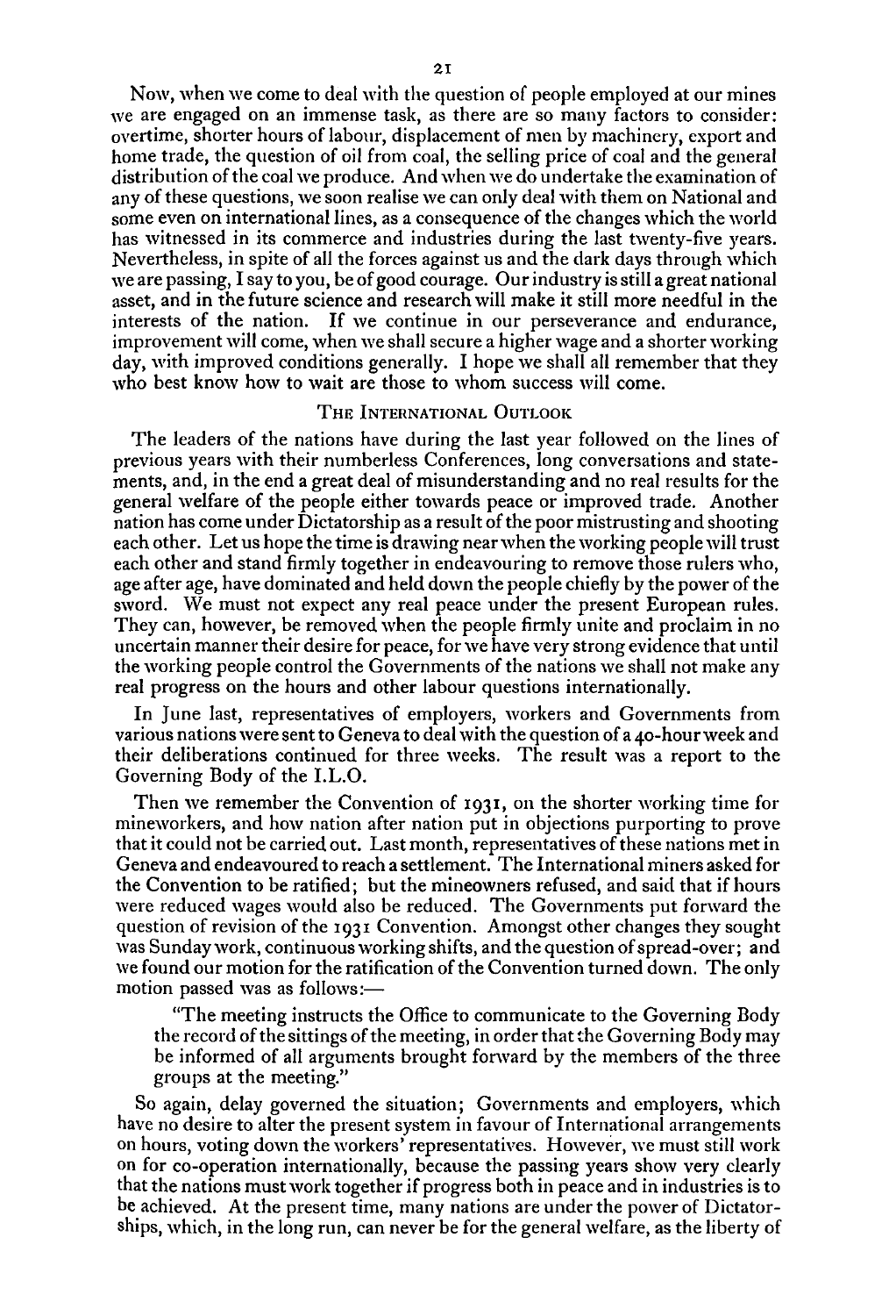Now, when we come to deal with the question of people employed at our mines we are engaged on an immense task, as there are so many factors to consider: overtime, shorter hours of labour, displacement of men by machinery, export and home trade, the question of oil from coal, the selling price of coal and the general distribution of the coal we produce. And when we do undertake the examination of any of these questions, we soon realise we can only deal with them on National and some even on international lines, as a consequence of the changes which the world has witnessed in its commerce and industries during the last twenty-five years. Nevertheless, in spite of all the forces against us and the dark days through which we are passing, I say to you, be of good courage. Our industry is still a great national asset, and in the future science and research will make it still more needful in the interests of the nation. If we continue in our perseverance and endurance, improvement will come, when we shall secure a higher wage and a shorter working day, with improved conditions generally. I hope we shall all remember that they who best know how to wait are those to whom success will come.

## The International Outlook

The leaders of the nations have during the last year followed on the lines of previous years with their numberless Conferences, long conversations and statements, and, in the end a great deal of misunderstanding and no real results for the general welfare of the people either towards peace or improved trade. Another nation has come under Dictatorship as a result of the poor mistrusting and shooting each other. Let us hope the time is drawing near when the working people will trust each other and stand firmly together in endeavouring to remove those rulers who, age after age, have dominated and held down the people chiefly by the power of the sword. We must not expect any real peace under the present European rules. They can, however, be removed when the people firmly unite and proclaim in no uncertain manner their desire for peace, for we have very strong evidence that until the working people control the Governments of the nations we shall not make any real progress on the hours and other labour questions internationally.

In June last, representatives of employers, workers and Governments from various nations were sent to Geneva to deal with the question of a 40-hour week and their deliberations continued for three weeks. The result was a report to the Governing Body of the I.L.O.

Then we remember the Convention of 1931, on the shorter working time for mineworkers, and how nation after nation put in objections purporting to prove that it could not be carried out. Last month, representatives of these nations met in Geneva and endeavoured to reach a settlement. The International miners asked for the Convention to be ratified; but the mineowners refused, and said that if hours were reduced wages would also be reduced. The Governments put forward the question of revision of the 1931 Convention. Amongst other changes they sought was Sunday work, continuous working shifts, and the question of spread-over; and we found our motion for the ratification of the Convention turned down. The only motion passed was as follows:—

> "The meeting instructs the Office to communicate to the Governing Body the record of the sittings of the meeting, in order that the Governing Body may be informed of all arguments brought forward by the members of the three groups at the meeting."

So again, delay governed the situation; Governments and employers, which have no desire to alter the present system in favour of International arrangements on hours, voting down the workers' representatives. However, we must still work on for co-operation internationally, because the passing years show very clearly that the nations must work together if progress both in peace and in industries is to be achieved. At the present time, many nations are under the power of Dictatorships, which, in the long run, can never be for the general welfare, as the liberty of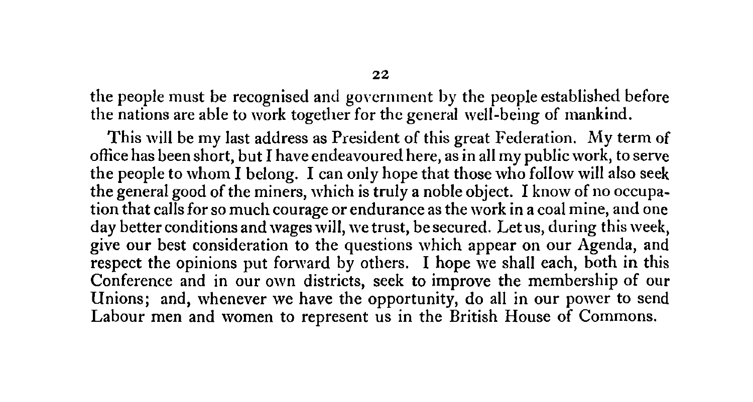the people must be recognised and government by the people established before the nations are able to work together for the general well-being of mankind.

This will be my last address as President of this great Federation. My term of office has been short, but I have endeavoured here, as in all my public work, to serve the people to whom I belong. I can only hope that those who follow will also seek the general good of the miners, which is truly a noble object. I know of no occupation that calls for so much courage or endurance as the work in a coal mine, and one day better conditions and wages will, we trust, be secured. Let us, during this week, give our best consideration to the questions which appear on our Agenda, and respect the opinions put forward by others. I hope we shall each, both in this Conference and in our own districts, seek to improve the membership of our Unions; and, whenever we have the opportunity, do all in our power to send Labour men and women to represent us in the British House of Commons.